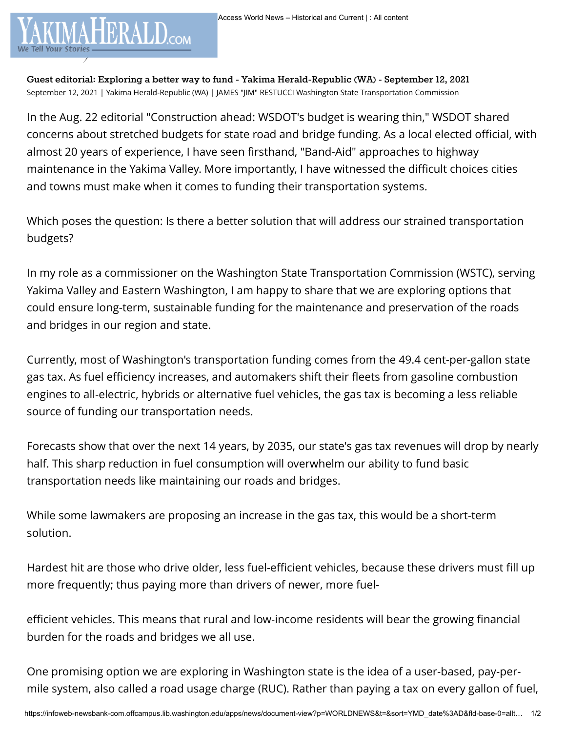# Guest editorial: Exploring a better way to fund - Yakima Herald-Republic (WA) - September 12, 2021

September 12, 2021 | Yakima Herald-Republic (WA) | JAMES "JIM" RESTUCCI Washington State Transportation Commission

In the Aug. 22 editorial "Construction ahead: WSDOT's budget is wearing thin," WSDOT shared concerns about stretched budgets for state road and bridge funding. As a local elected official, with almost 20 years of experience, I have seen firsthand, "Band-Aid" approaches to highway maintenance in the Yakima Valley. More importantly, I have witnessed the difficult choices cities and towns must make when it comes to funding their transportation systems.

Which poses the question: Is there a better solution that will address our strained transportation budgets?

In my role as a commissioner on the Washington State Transportation Commission (WSTC), serving Yakima Valley and Eastern Washington, I am happy to share that we are exploring options that could ensure long-term, sustainable funding for the maintenance and preservation of the roads and bridges in our region and state.

Currently, most of Washington's transportation funding comes from the 49.4 cent-per-gallon state gas tax. As fuel efficiency increases, and automakers shift their fleets from gasoline combustion engines to all-electric, hybrids or alternative fuel vehicles, the gas tax is becoming a less reliable source of funding our transportation needs.

Forecasts show that over the next 14 years, by 2035, our state's gas tax revenues will drop by nearly half. This sharp reduction in fuel consumption will overwhelm our ability to fund basic transportation needs like maintaining our roads and bridges.

While some lawmakers are proposing an increase in the gas tax, this would be a short-term solution.

Hardest hit are those who drive older, less fuel-efficient vehicles, because these drivers must fill up more frequently; thus paying more than drivers of newer, more fuel-efficient vehicles. This means that rural and low-income residents will bear the growing financial burden for the roads and bridges we all use.

One promising option we are exploring in Washington state is the idea of a user-based, pay-per-mile system, also called a road usage charge (RUC). Rather than paying a tax on every gallon of fuel,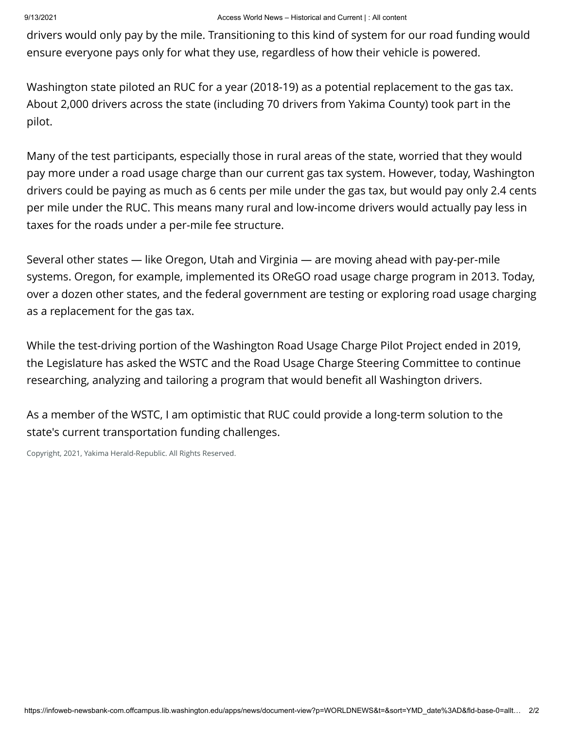drivers would only pay by the mile. Transitioning to this kind of system for our road funding would ensure everyone pays only for what they use, regardless of how their vehicle is powered.

Washington state piloted an RUC for a year (2018-19) as a potential replacement to the gas tax. About 2,000 drivers across the state (including 70 drivers from Yakima County) took part in the pilot.

Many of the test participants, especially those in rural areas of the state, worried that they would pay more under a road usage charge than our current gas tax system. However, today, Washington drivers could be paying as much as 6 cents per mile under the gas tax, but would pay only 2.4 cents per mile under the RUC. This means many rural and low-income drivers would actually pay less in taxes for the roads under a per-mile fee structure.

Several other states — like Oregon, Utah and Virginia — are moving ahead with pay-per-mile systems. Oregon, for example, implemented its OReGO road usage charge program in 2013. Today, over a dozen other states, and the federal government are testing or exploring road usage charging as a replacement for the gas tax.

While the test-driving portion of the Washington Road Usage Charge Pilot Project ended in 2019, the Legislature has asked the WSTC and the Road Usage Charge Steering Committee to continue researching, analyzing and tailoring a program that would benefit all Washington drivers.

As a member of the WSTC, I am optimistic that RUC could provide a long-term solution to the state's current transportation funding challenges.

Copyright, 2021, Yakima Herald-Republic. All Rights Reserved.